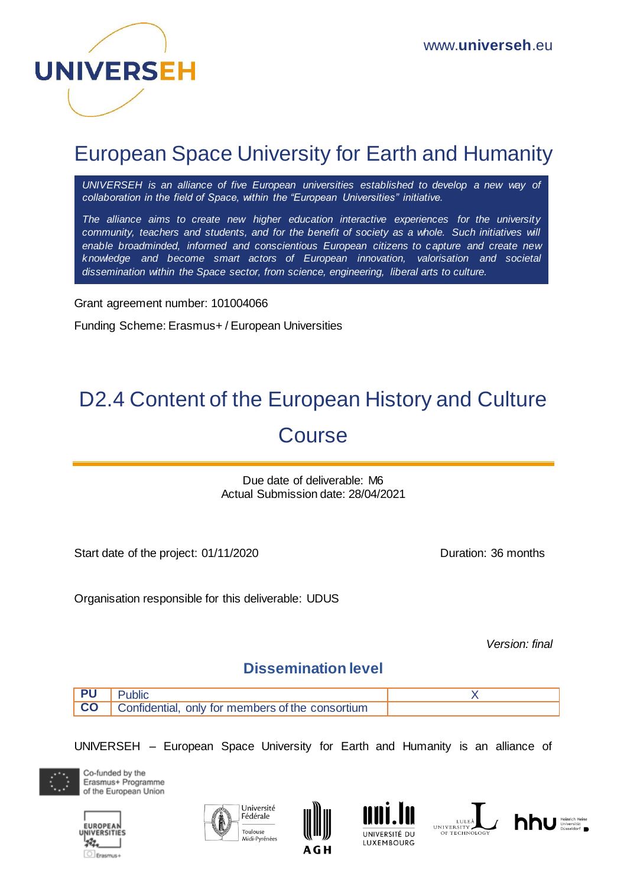UNIVERSEH

www.universeh.eu

# European Space University for Earth and Humanity

*UNIVERSEH is an alliance of five European universities established to develop a new way of collaboration in the field of Space, within the "European Universities" initiative.*

*The alliance aims to create new higher education interactive experiences for the university community, teachers and students, and for the benefit of society as a whole. Such initiatives will enable broadminded, informed and conscientious European citizens to capture and create new knowledge and become smart actors of European innovation, valorisation and societal dissemination within the Space sector, from science, engineering, liberal arts to culture.*

Grant agreement number: 101004066

Funding Scheme: Erasmus+ / European Universities

# D2.4 Content of the European History and Culture Course

Due date of deliverable: M6
Actual Submission date: 28/04/2021

Start date of the project: 01/11/2020

Duration: 36 months

Organisation responsible for this deliverable: UDUS

*Version: final*

## Dissemination level

| | | |
|---|---|---|
| **PU** | Public | X |
| **CO** | Confidential, only for members of the consortium | |

UNIVERSEH – European Space University for Earth and Humanity is an alliance of

Co-funded by the Erasmus+ Programme of the European Union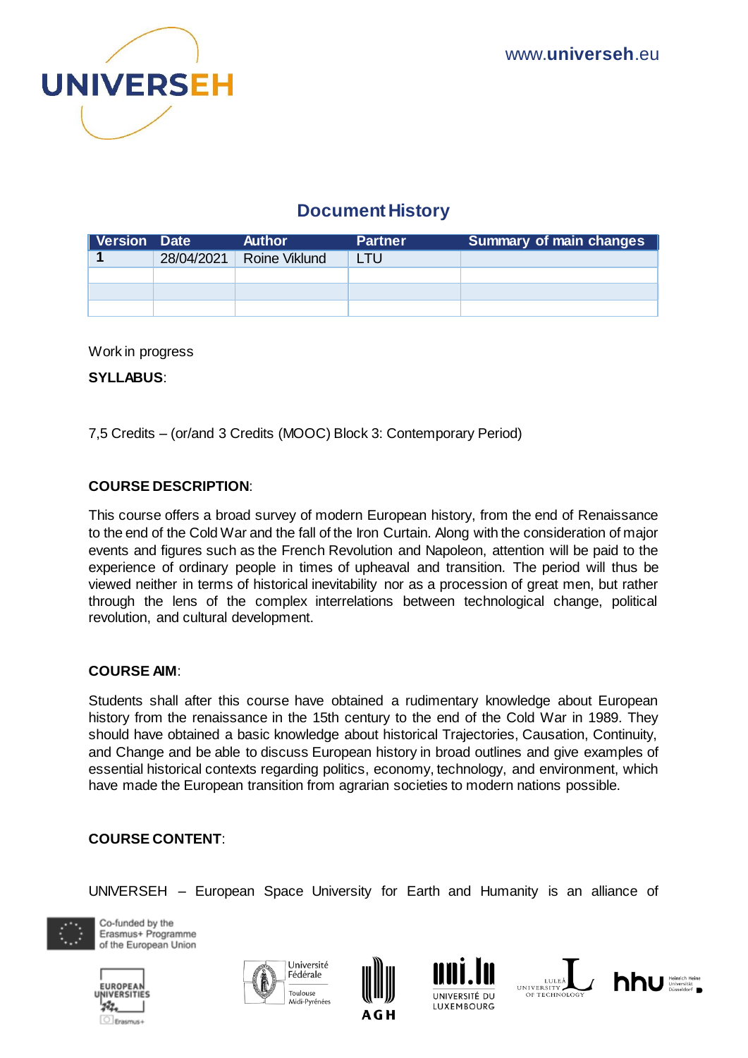## Document History

| Version | Date | Author | Partner | Summary of main changes |
|---|---|---|---|---|
| **1** | 28/04/2021 | Roine Viklund | LTU | |
| | | | | |
| | | | | |
| | | | | |

Work in progress

**SYLLABUS**:

7,5 Credits – (or/and 3 Credits (MOOC) Block 3: Contemporary Period)

**COURSE DESCRIPTION**:

This course offers a broad survey of modern European history, from the end of Renaissance to the end of the Cold War and the fall of the Iron Curtain. Along with the consideration of major events and figures such as the French Revolution and Napoleon, attention will be paid to the experience of ordinary people in times of upheaval and transition. The period will thus be viewed neither in terms of historical inevitability nor as a procession of great men, but rather through the lens of the complex interrelations between technological change, political revolution, and cultural development.

**COURSE AIM**:

Students shall after this course have obtained a rudimentary knowledge about European history from the renaissance in the 15th century to the end of the Cold War in 1989. They should have obtained a basic knowledge about historical Trajectories, Causation, Continuity, and Change and be able to discuss European history in broad outlines and give examples of essential historical contexts regarding politics, economy, technology, and environment, which have made the European transition from agrarian societies to modern nations possible.

**COURSE CONTENT**:

UNIVERSEH – European Space University for Earth and Humanity is an alliance of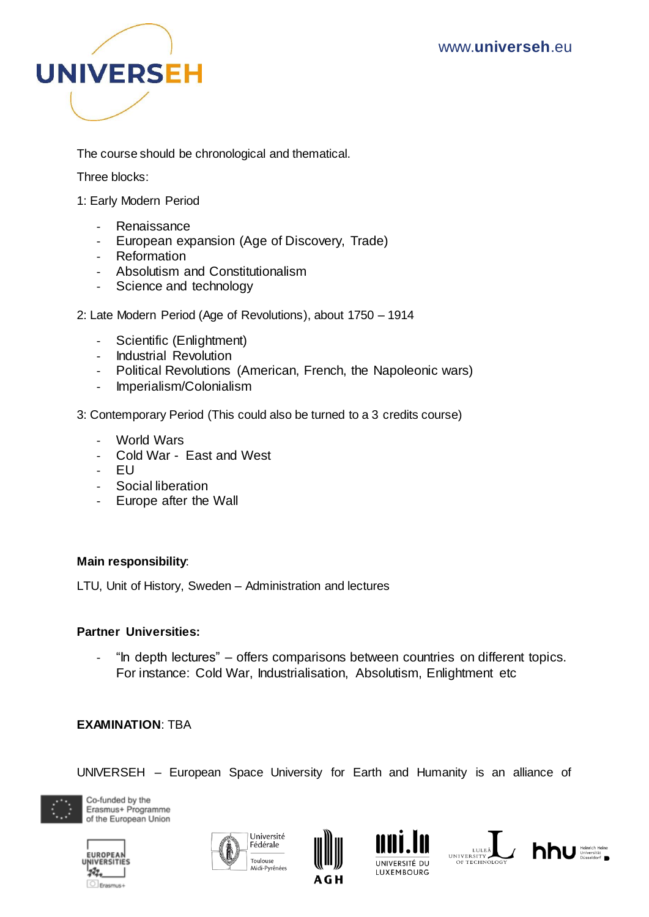The course should be chronological and thematical.

Three blocks:

1: Early Modern Period

- Renaissance
- European expansion (Age of Discovery, Trade)
- Reformation
- Absolutism and Constitutionalism
- Science and technology

2: Late Modern Period (Age of Revolutions), about 1750 – 1914

- Scientific (Enlightment)
- Industrial Revolution
- Political Revolutions (American, French, the Napoleonic wars)
- Imperialism/Colonialism

3: Contemporary Period (This could also be turned to a 3 credits course)

- World Wars
- Cold War - East and West
- EU
- Social liberation
- Europe after the Wall

**Main responsibility**:

LTU, Unit of History, Sweden – Administration and lectures

**Partner Universities:**

- "In depth lectures" – offers comparisons between countries on different topics. For instance: Cold War, Industrialisation, Absolutism, Enlightment etc

**EXAMINATION**: TBA

UNIVERSEH – European Space University for Earth and Humanity is an alliance of